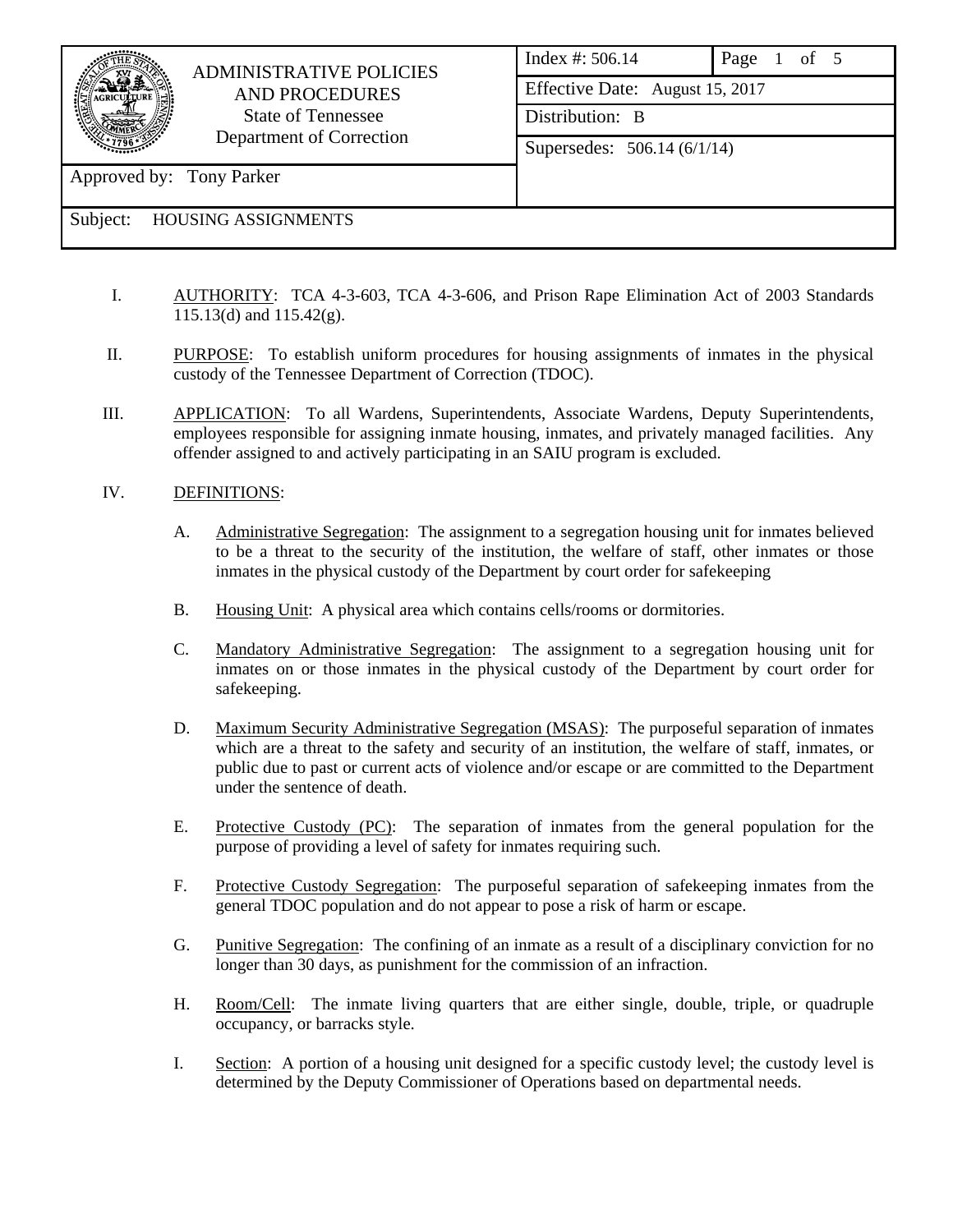| ADMINISTRATIVE POLICIES AND PROCEDURES<br>State of Tennessee<br>Department of Correction | Index #: 506.14 | Page 1 of 5 |
|---|---|---|
| | Effective Date: August 15, 2017 | |
| | Distribution: B | |
| | Supersedes: 506.14 (6/1/14) | |
| Approved by: Tony Parker | | |
| Subject: HOUSING ASSIGNMENTS | | |

I. AUTHORITY: TCA 4-3-603, TCA 4-3-606, and Prison Rape Elimination Act of 2003 Standards 115.13(d) and 115.42(g).

II. PURPOSE: To establish uniform procedures for housing assignments of inmates in the physical custody of the Tennessee Department of Correction (TDOC).

III. APPLICATION: To all Wardens, Superintendents, Associate Wardens, Deputy Superintendents, employees responsible for assigning inmate housing, inmates, and privately managed facilities. Any offender assigned to and actively participating in an SAIU program is excluded.

IV. DEFINITIONS:

A. Administrative Segregation: The assignment to a segregation housing unit for inmates believed to be a threat to the security of the institution, the welfare of staff, other inmates or those inmates in the physical custody of the Department by court order for safekeeping

B. Housing Unit: A physical area which contains cells/rooms or dormitories.

C. Mandatory Administrative Segregation: The assignment to a segregation housing unit for inmates on or those inmates in the physical custody of the Department by court order for safekeeping.

D. Maximum Security Administrative Segregation (MSAS): The purposeful separation of inmates which are a threat to the safety and security of an institution, the welfare of staff, inmates, or public due to past or current acts of violence and/or escape or are committed to the Department under the sentence of death.

E. Protective Custody (PC): The separation of inmates from the general population for the purpose of providing a level of safety for inmates requiring such.

F. Protective Custody Segregation: The purposeful separation of safekeeping inmates from the general TDOC population and do not appear to pose a risk of harm or escape.

G. Punitive Segregation: The confining of an inmate as a result of a disciplinary conviction for no longer than 30 days, as punishment for the commission of an infraction.

H. Room/Cell: The inmate living quarters that are either single, double, triple, or quadruple occupancy, or barracks style.

I. Section: A portion of a housing unit designed for a specific custody level; the custody level is determined by the Deputy Commissioner of Operations based on departmental needs.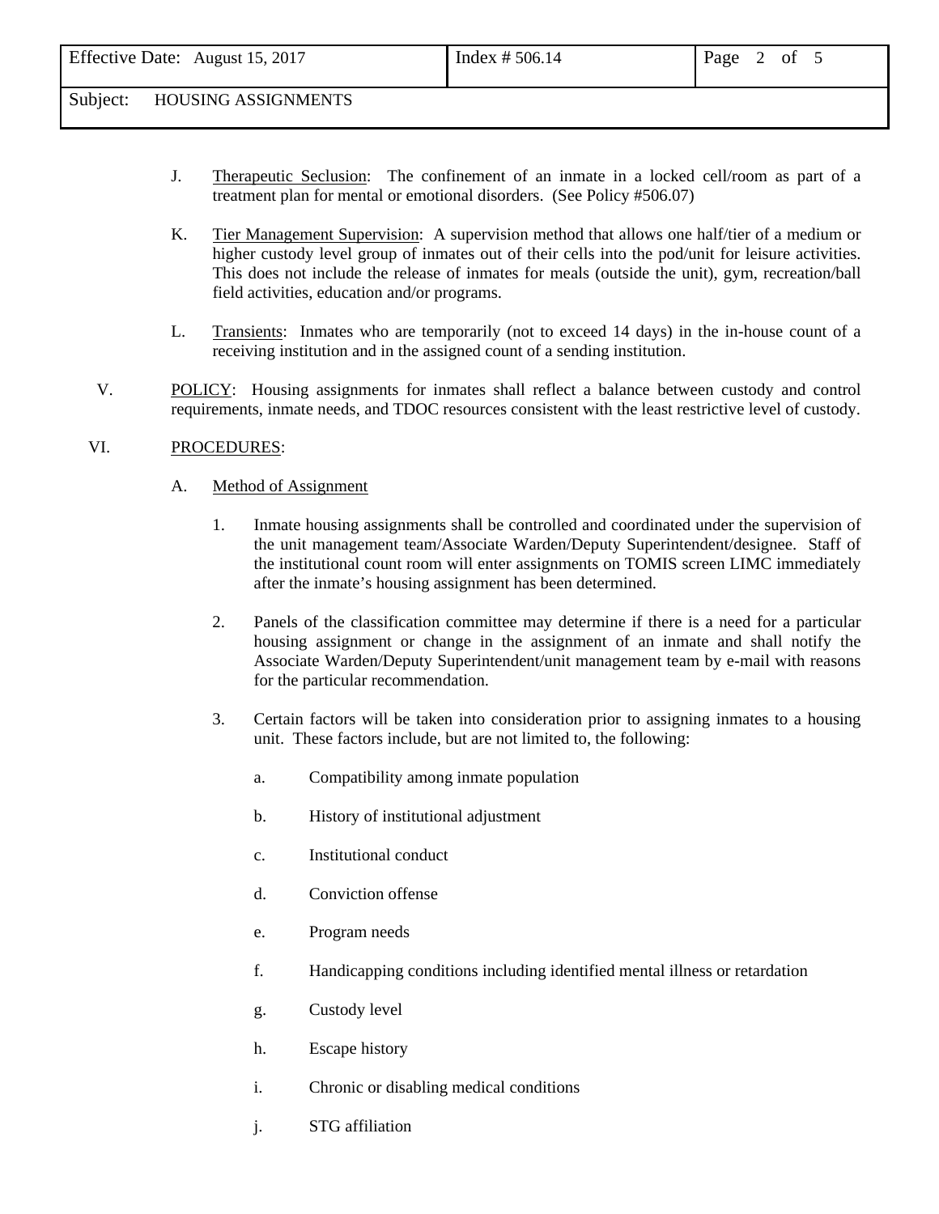J. Therapeutic Seclusion: The confinement of an inmate in a locked cell/room as part of a treatment plan for mental or emotional disorders. (See Policy #506.07)

K. Tier Management Supervision: A supervision method that allows one half/tier of a medium or higher custody level group of inmates out of their cells into the pod/unit for leisure activities. This does not include the release of inmates for meals (outside the unit), gym, recreation/ball field activities, education and/or programs.

L. Transients: Inmates who are temporarily (not to exceed 14 days) in the in-house count of a receiving institution and in the assigned count of a sending institution.

V. POLICY: Housing assignments for inmates shall reflect a balance between custody and control requirements, inmate needs, and TDOC resources consistent with the least restrictive level of custody.

VI. PROCEDURES:

A. Method of Assignment

1. Inmate housing assignments shall be controlled and coordinated under the supervision of the unit management team/Associate Warden/Deputy Superintendent/designee. Staff of the institutional count room will enter assignments on TOMIS screen LIMC immediately after the inmate's housing assignment has been determined.

2. Panels of the classification committee may determine if there is a need for a particular housing assignment or change in the assignment of an inmate and shall notify the Associate Warden/Deputy Superintendent/unit management team by e-mail with reasons for the particular recommendation.

3. Certain factors will be taken into consideration prior to assigning inmates to a housing unit. These factors include, but are not limited to, the following:

   a. Compatibility among inmate population

   b. History of institutional adjustment

   c. Institutional conduct

   d. Conviction offense

   e. Program needs

   f. Handicapping conditions including identified mental illness or retardation

   g. Custody level

   h. Escape history

   i. Chronic or disabling medical conditions

   j. STG affiliation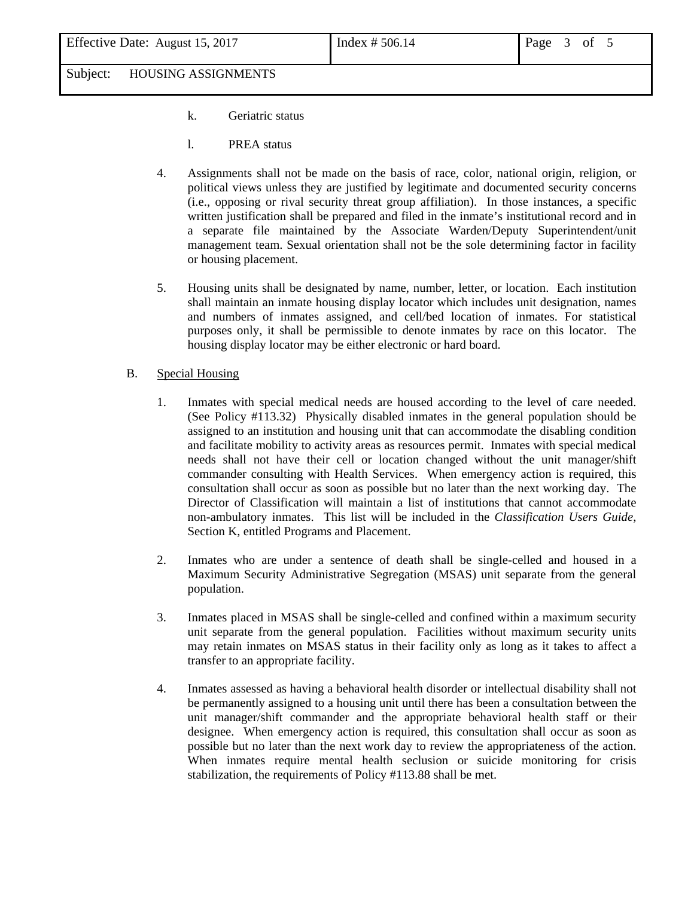k. Geriatric status

l. PREA status

4. Assignments shall not be made on the basis of race, color, national origin, religion, or political views unless they are justified by legitimate and documented security concerns (i.e., opposing or rival security threat group affiliation). In those instances, a specific written justification shall be prepared and filed in the inmate's institutional record and in a separate file maintained by the Associate Warden/Deputy Superintendent/unit management team. Sexual orientation shall not be the sole determining factor in facility or housing placement.

5. Housing units shall be designated by name, number, letter, or location. Each institution shall maintain an inmate housing display locator which includes unit designation, names and numbers of inmates assigned, and cell/bed location of inmates. For statistical purposes only, it shall be permissible to denote inmates by race on this locator. The housing display locator may be either electronic or hard board.

B. <u>Special Housing</u>

1. Inmates with special medical needs are housed according to the level of care needed. (See Policy #113.32) Physically disabled inmates in the general population should be assigned to an institution and housing unit that can accommodate the disabling condition and facilitate mobility to activity areas as resources permit. Inmates with special medical needs shall not have their cell or location changed without the unit manager/shift commander consulting with Health Services. When emergency action is required, this consultation shall occur as soon as possible but no later than the next working day. The Director of Classification will maintain a list of institutions that cannot accommodate non-ambulatory inmates. This list will be included in the *Classification Users Guide*, Section K, entitled Programs and Placement.

2. Inmates who are under a sentence of death shall be single-celled and housed in a Maximum Security Administrative Segregation (MSAS) unit separate from the general population.

3. Inmates placed in MSAS shall be single-celled and confined within a maximum security unit separate from the general population. Facilities without maximum security units may retain inmates on MSAS status in their facility only as long as it takes to affect a transfer to an appropriate facility.

4. Inmates assessed as having a behavioral health disorder or intellectual disability shall not be permanently assigned to a housing unit until there has been a consultation between the unit manager/shift commander and the appropriate behavioral health staff or their designee. When emergency action is required, this consultation shall occur as soon as possible but no later than the next work day to review the appropriateness of the action. When inmates require mental health seclusion or suicide monitoring for crisis stabilization, the requirements of Policy #113.88 shall be met.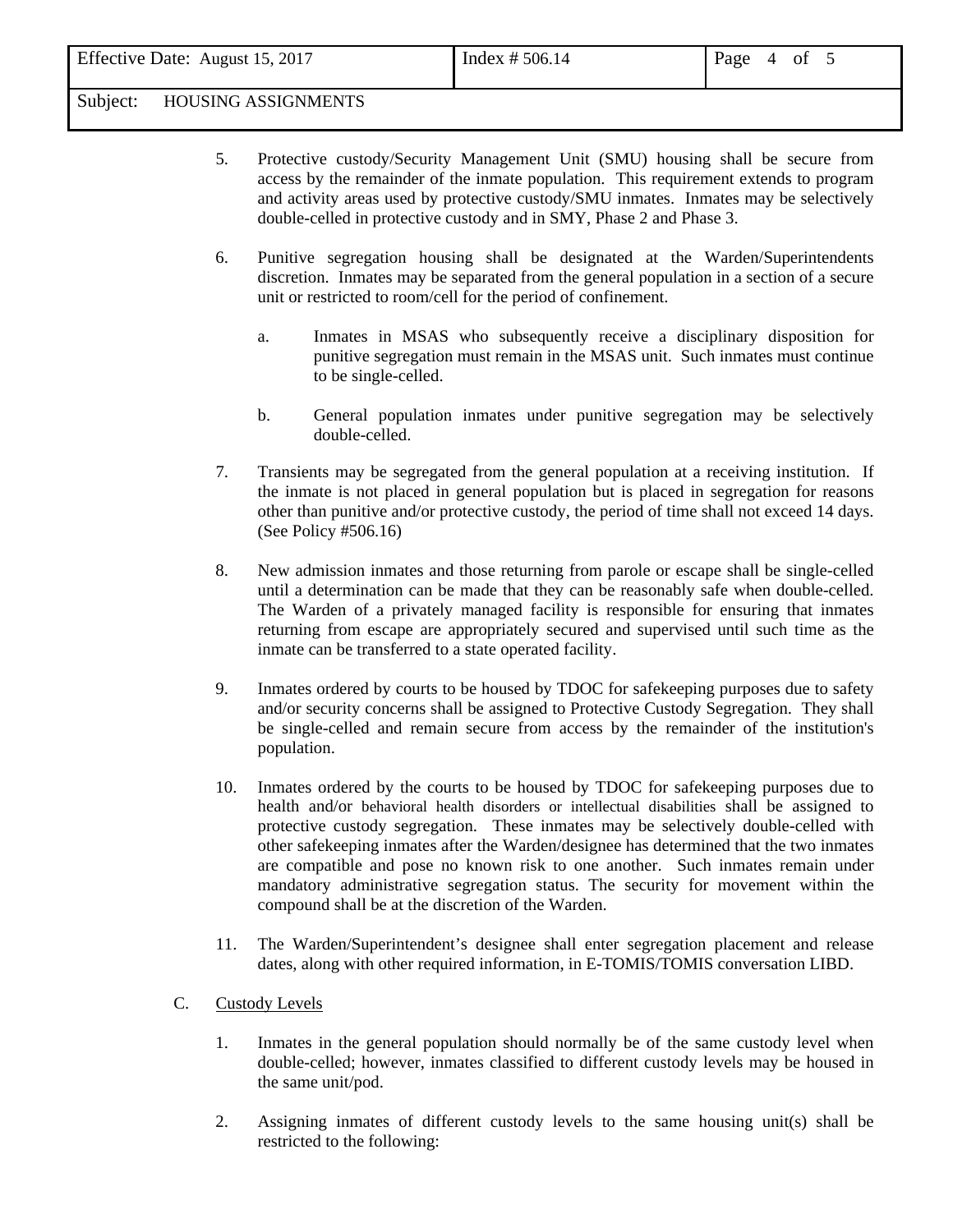5. Protective custody/Security Management Unit (SMU) housing shall be secure from access by the remainder of the inmate population. This requirement extends to program and activity areas used by protective custody/SMU inmates. Inmates may be selectively double-celled in protective custody and in SMY, Phase 2 and Phase 3.

6. Punitive segregation housing shall be designated at the Warden/Superintendents discretion. Inmates may be separated from the general population in a section of a secure unit or restricted to room/cell for the period of confinement.

   a. Inmates in MSAS who subsequently receive a disciplinary disposition for punitive segregation must remain in the MSAS unit. Such inmates must continue to be single-celled.

   b. General population inmates under punitive segregation may be selectively double-celled.

7. Transients may be segregated from the general population at a receiving institution. If the inmate is not placed in general population but is placed in segregation for reasons other than punitive and/or protective custody, the period of time shall not exceed 14 days. (See Policy #506.16)

8. New admission inmates and those returning from parole or escape shall be single-celled until a determination can be made that they can be reasonably safe when double-celled. The Warden of a privately managed facility is responsible for ensuring that inmates returning from escape are appropriately secured and supervised until such time as the inmate can be transferred to a state operated facility.

9. Inmates ordered by courts to be housed by TDOC for safekeeping purposes due to safety and/or security concerns shall be assigned to Protective Custody Segregation. They shall be single-celled and remain secure from access by the remainder of the institution's population.

10. Inmates ordered by the courts to be housed by TDOC for safekeeping purposes due to health and/or behavioral health disorders or intellectual disabilities shall be assigned to protective custody segregation. These inmates may be selectively double-celled with other safekeeping inmates after the Warden/designee has determined that the two inmates are compatible and pose no known risk to one another. Such inmates remain under mandatory administrative segregation status. The security for movement within the compound shall be at the discretion of the Warden.

11. The Warden/Superintendent's designee shall enter segregation placement and release dates, along with other required information, in E-TOMIS/TOMIS conversation LIBD.

C. Custody Levels

1. Inmates in the general population should normally be of the same custody level when double-celled; however, inmates classified to different custody levels may be housed in the same unit/pod.

2. Assigning inmates of different custody levels to the same housing unit(s) shall be restricted to the following: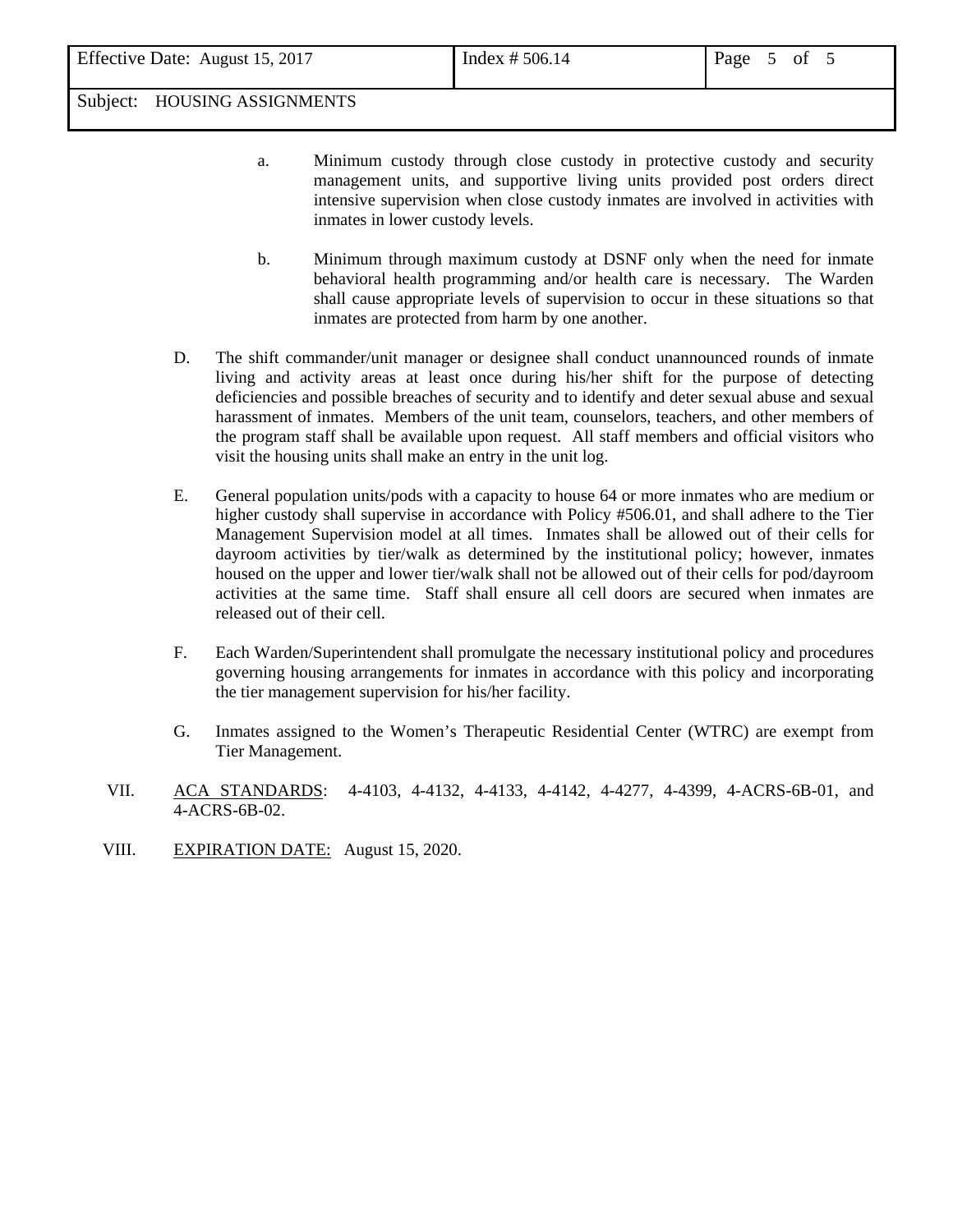a. Minimum custody through close custody in protective custody and security management units, and supportive living units provided post orders direct intensive supervision when close custody inmates are involved in activities with inmates in lower custody levels.

b. Minimum through maximum custody at DSNF only when the need for inmate behavioral health programming and/or health care is necessary. The Warden shall cause appropriate levels of supervision to occur in these situations so that inmates are protected from harm by one another.

D. The shift commander/unit manager or designee shall conduct unannounced rounds of inmate living and activity areas at least once during his/her shift for the purpose of detecting deficiencies and possible breaches of security and to identify and deter sexual abuse and sexual harassment of inmates. Members of the unit team, counselors, teachers, and other members of the program staff shall be available upon request. All staff members and official visitors who visit the housing units shall make an entry in the unit log.

E. General population units/pods with a capacity to house 64 or more inmates who are medium or higher custody shall supervise in accordance with Policy #506.01, and shall adhere to the Tier Management Supervision model at all times. Inmates shall be allowed out of their cells for dayroom activities by tier/walk as determined by the institutional policy; however, inmates housed on the upper and lower tier/walk shall not be allowed out of their cells for pod/dayroom activities at the same time. Staff shall ensure all cell doors are secured when inmates are released out of their cell.

F. Each Warden/Superintendent shall promulgate the necessary institutional policy and procedures governing housing arrangements for inmates in accordance with this policy and incorporating the tier management supervision for his/her facility.

G. Inmates assigned to the Women's Therapeutic Residential Center (WTRC) are exempt from Tier Management.

VII. ACA STANDARDS: 4-4103, 4-4132, 4-4133, 4-4142, 4-4277, 4-4399, 4-ACRS-6B-01, and 4-ACRS-6B-02.

VIII. EXPIRATION DATE: August 15, 2020.